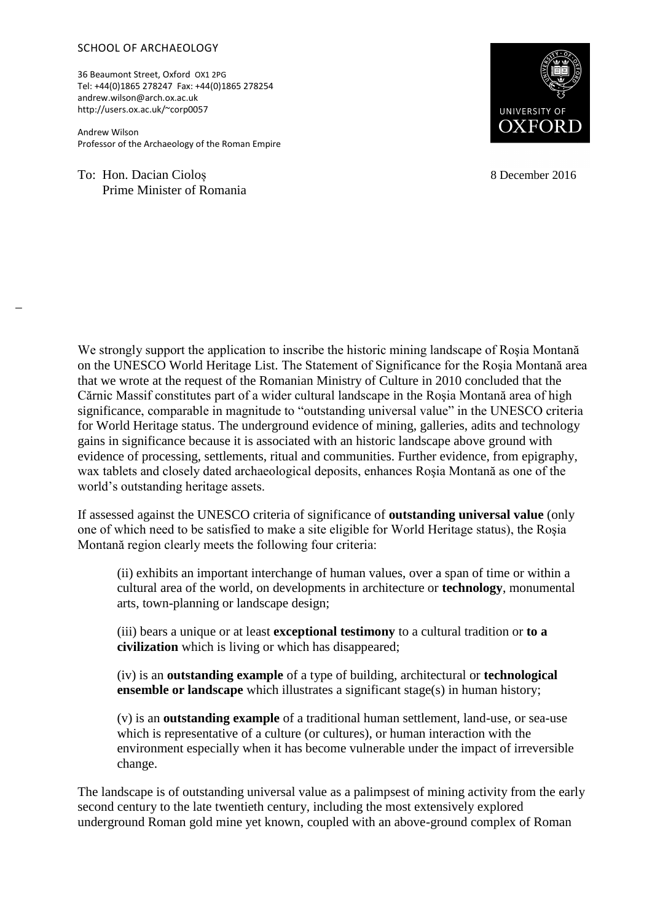SCHOOL OF ARCHAEOLOGY

36 Beaumont Street, Oxford OX1 2PG
Tel: +44(0)1865 278247 Fax: +44(0)1865 278254
andrew.wilson@arch.ox.ac.uk
http://users.ox.ac.uk/~corp0057

Andrew Wilson
Professor of the Archaeology of the Roman Empire

UNIVERSITY OF OXFORD

To: Hon. Dacian Cioloș
Prime Minister of Romania

8 December 2016

We strongly support the application to inscribe the historic mining landscape of Roșia Montană on the UNESCO World Heritage List. The Statement of Significance for the Roşia Montană area that we wrote at the request of the Romanian Ministry of Culture in 2010 concluded that the Cărnic Massif constitutes part of a wider cultural landscape in the Roşia Montană area of high significance, comparable in magnitude to "outstanding universal value" in the UNESCO criteria for World Heritage status. The underground evidence of mining, galleries, adits and technology gains in significance because it is associated with an historic landscape above ground with evidence of processing, settlements, ritual and communities. Further evidence, from epigraphy, wax tablets and closely dated archaeological deposits, enhances Roşia Montană as one of the world's outstanding heritage assets.

If assessed against the UNESCO criteria of significance of **outstanding universal value** (only one of which need to be satisfied to make a site eligible for World Heritage status), the Roșia Montană region clearly meets the following four criteria:

> (ii) exhibits an important interchange of human values, over a span of time or within a cultural area of the world, on developments in architecture or **technology**, monumental arts, town-planning or landscape design;
>
> (iii) bears a unique or at least **exceptional testimony** to a cultural tradition or **to a civilization** which is living or which has disappeared;
>
> (iv) is an **outstanding example** of a type of building, architectural or **technological ensemble or landscape** which illustrates a significant stage(s) in human history;
>
> (v) is an **outstanding example** of a traditional human settlement, land-use, or sea-use which is representative of a culture (or cultures), or human interaction with the environment especially when it has become vulnerable under the impact of irreversible change.

The landscape is of outstanding universal value as a palimpsest of mining activity from the early second century to the late twentieth century, including the most extensively explored underground Roman gold mine yet known, coupled with an above-ground complex of Roman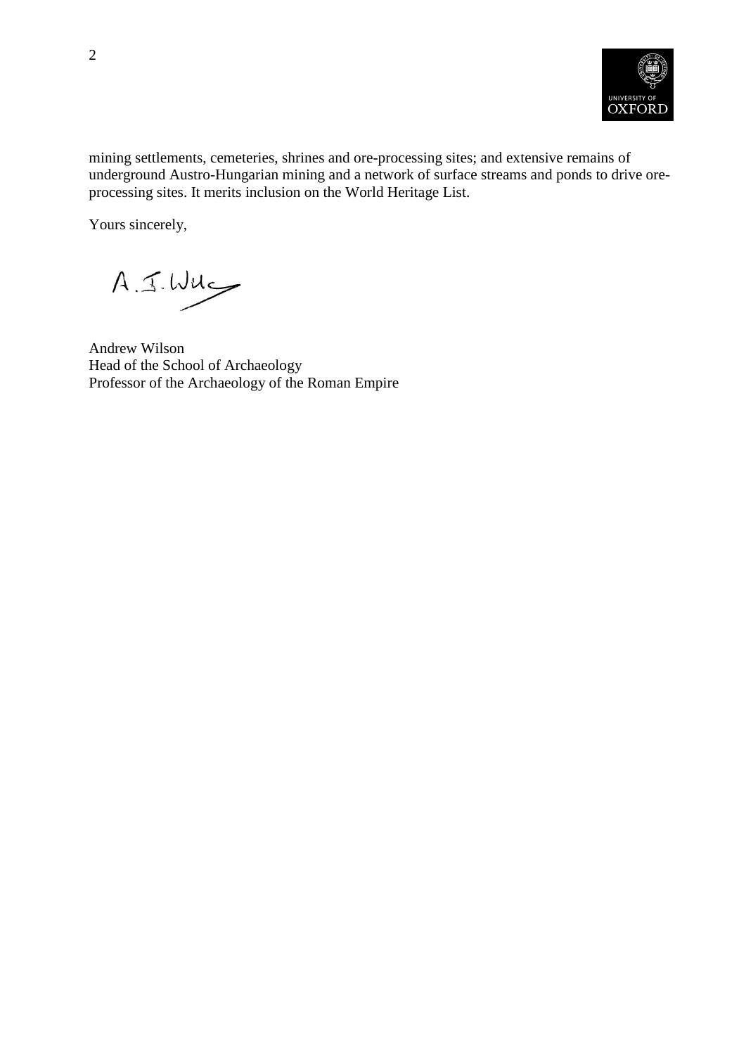mining settlements, cemeteries, shrines and ore-processing sites; and extensive remains of underground Austro-Hungarian mining and a network of surface streams and ponds to drive ore-processing sites. It merits inclusion on the World Heritage List.

Yours sincerely,

A.I. Wilson

Andrew Wilson
Head of the School of Archaeology
Professor of the Archaeology of the Roman Empire